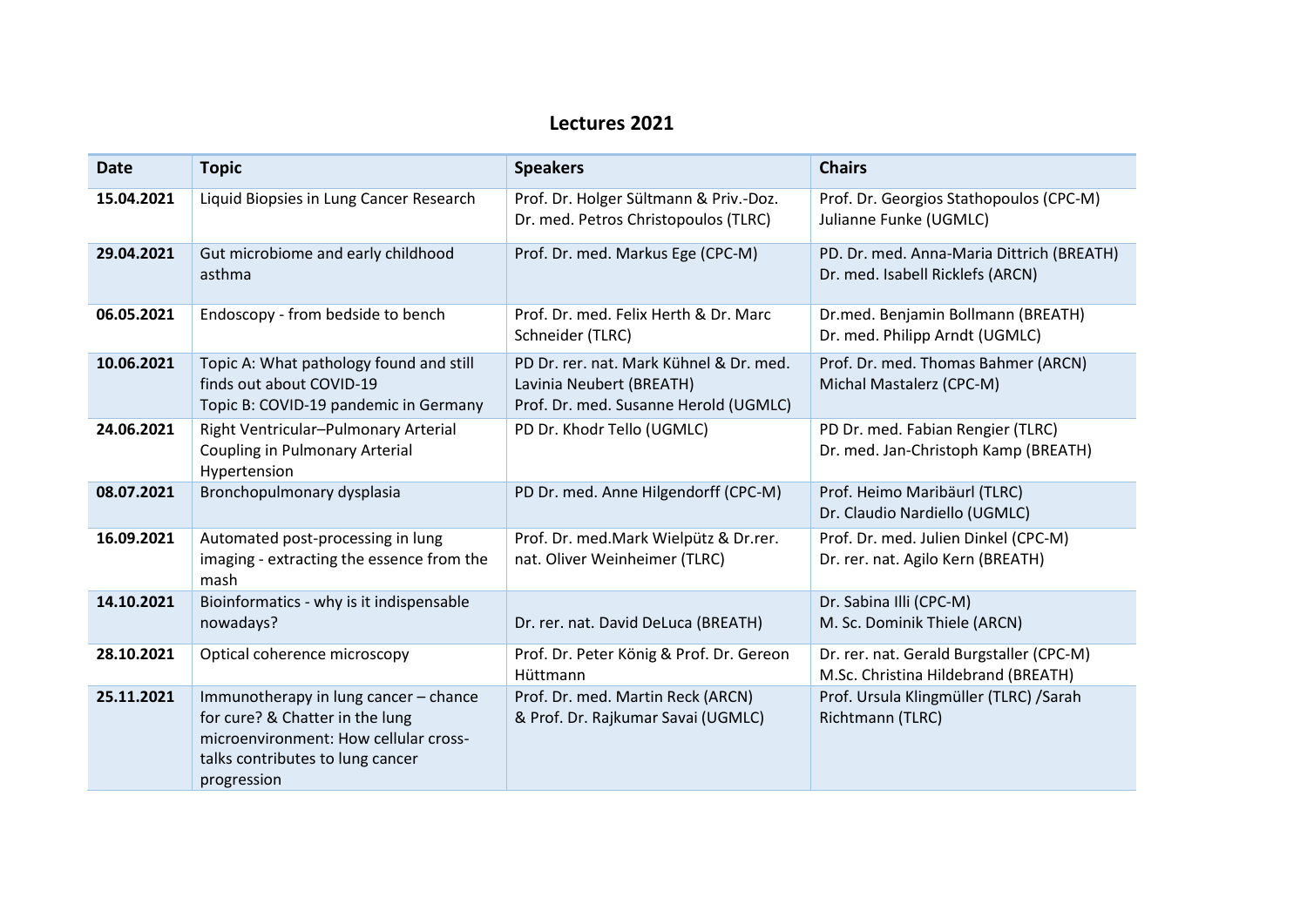# Lectures 2021

| Date | Topic | Speakers | Chairs |
|---|---|---|---|
| **15.04.2021** | Liquid Biopsies in Lung Cancer Research | Prof. Dr. Holger Sültmann & Priv.-Doz. Dr. med. Petros Christopoulos (TLRC) | Prof. Dr. Georgios Stathopoulos (CPC-M) Julianne Funke (UGMLC) |
| **29.04.2021** | Gut microbiome and early childhood asthma | Prof. Dr. med. Markus Ege (CPC-M) | PD. Dr. med. Anna-Maria Dittrich (BREATH) Dr. med. Isabell Ricklefs (ARCN) |
| **06.05.2021** | Endoscopy - from bedside to bench | Prof. Dr. med. Felix Herth & Dr. Marc Schneider (TLRC) | Dr.med. Benjamin Bollmann (BREATH) Dr. med. Philipp Arndt (UGMLC) |
| **10.06.2021** | Topic A: What pathology found and still finds out about COVID-19 Topic B: COVID-19 pandemic in Germany | PD Dr. rer. nat. Mark Kühnel & Dr. med. Lavinia Neubert (BREATH) Prof. Dr. med. Susanne Herold (UGMLC) | Prof. Dr. med. Thomas Bahmer (ARCN) Michal Mastalerz (CPC-M) |
| **24.06.2021** | Right Ventricular–Pulmonary Arterial Coupling in Pulmonary Arterial Hypertension | PD Dr. Khodr Tello (UGMLC) | PD Dr. med. Fabian Rengier (TLRC) Dr. med. Jan-Christoph Kamp (BREATH) |
| **08.07.2021** | Bronchopulmonary dysplasia | PD Dr. med. Anne Hilgendorff (CPC-M) | Prof. Heimo Maribäurl (TLRC) Dr. Claudio Nardiello (UGMLC) |
| **16.09.2021** | Automated post-processing in lung imaging - extracting the essence from the mash | Prof. Dr. med.Mark Wielpütz & Dr.rer. nat. Oliver Weinheimer (TLRC) | Prof. Dr. med. Julien Dinkel (CPC-M) Dr. rer. nat. Agilo Kern (BREATH) |
| **14.10.2021** | Bioinformatics - why is it indispensable nowadays? | Dr. rer. nat. David DeLuca (BREATH) | Dr. Sabina Illi (CPC-M) M. Sc. Dominik Thiele (ARCN) |
| **28.10.2021** | Optical coherence microscopy | Prof. Dr. Peter König & Prof. Dr. Gereon Hüttmann | Dr. rer. nat. Gerald Burgstaller (CPC-M) M.Sc. Christina Hildebrand (BREATH) |
| **25.11.2021** | Immunotherapy in lung cancer – chance for cure? & Chatter in the lung microenvironment: How cellular cross-talks contributes to lung cancer progression | Prof. Dr. med. Martin Reck (ARCN) & Prof. Dr. Rajkumar Savai (UGMLC) | Prof. Ursula Klingmüller (TLRC) /Sarah Richtmann (TLRC) |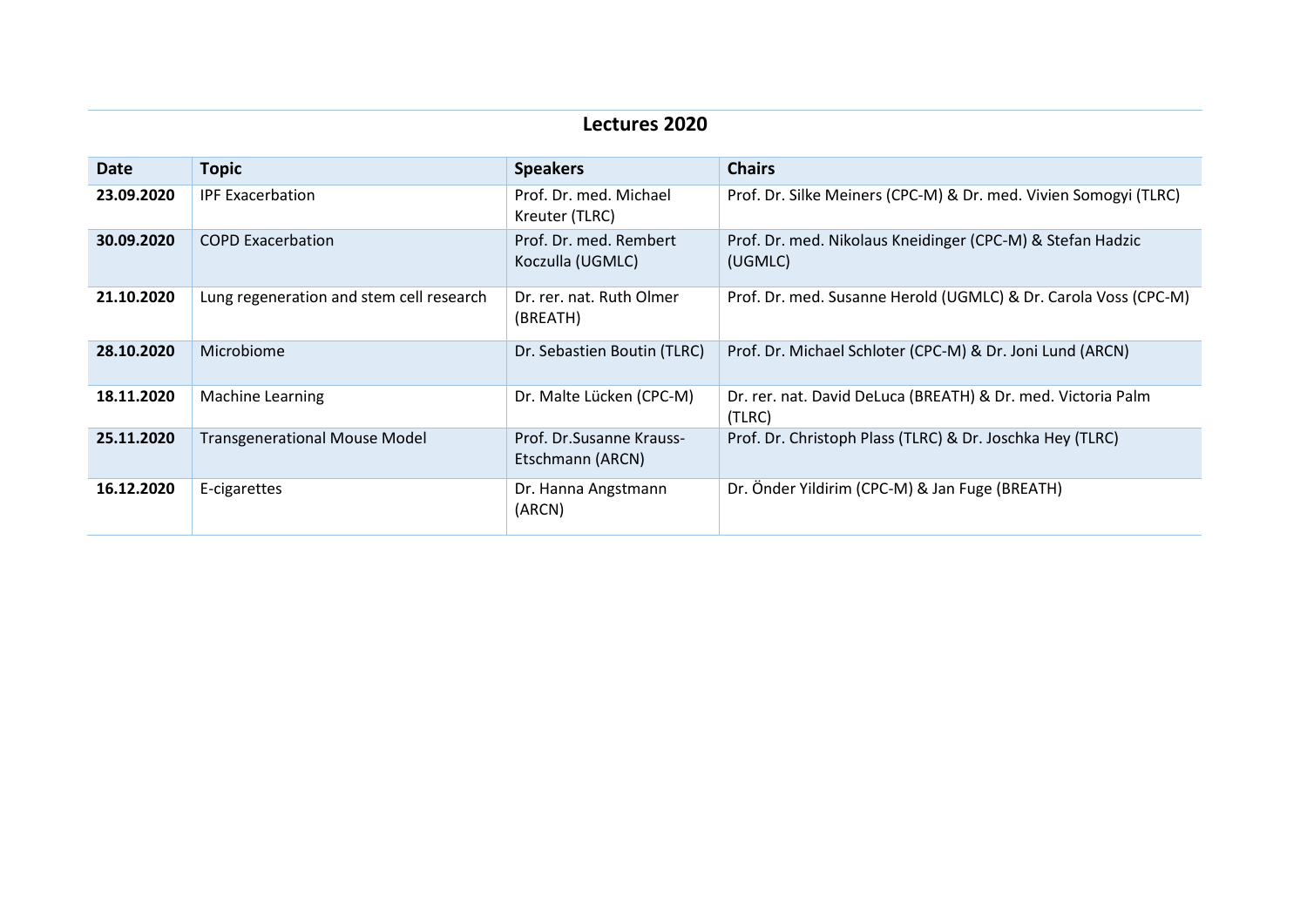## Lectures 2020

| Date | Topic | Speakers | Chairs |
|---|---|---|---|
| **23.09.2020** | IPF Exacerbation | Prof. Dr. med. Michael Kreuter (TLRC) | Prof. Dr. Silke Meiners (CPC-M) & Dr. med. Vivien Somogyi (TLRC) |
| **30.09.2020** | COPD Exacerbation | Prof. Dr. med. Rembert Koczulla (UGMLC) | Prof. Dr. med. Nikolaus Kneidinger (CPC-M) & Stefan Hadzic (UGMLC) |
| **21.10.2020** | Lung regeneration and stem cell research | Dr. rer. nat. Ruth Olmer (BREATH) | Prof. Dr. med. Susanne Herold (UGMLC) & Dr. Carola Voss (CPC-M) |
| **28.10.2020** | Microbiome | Dr. Sebastien Boutin (TLRC) | Prof. Dr. Michael Schloter (CPC-M) & Dr. Joni Lund (ARCN) |
| **18.11.2020** | Machine Learning | Dr. Malte Lücken (CPC-M) | Dr. rer. nat. David DeLuca (BREATH) & Dr. med. Victoria Palm (TLRC) |
| **25.11.2020** | Transgenerational Mouse Model | Prof. Dr.Susanne Krauss-Etschmann (ARCN) | Prof. Dr. Christoph Plass (TLRC) & Dr. Joschka Hey (TLRC) |
| **16.12.2020** | E-cigarettes | Dr. Hanna Angstmann (ARCN) | Dr. Önder Yildirim (CPC-M) & Jan Fuge (BREATH) |